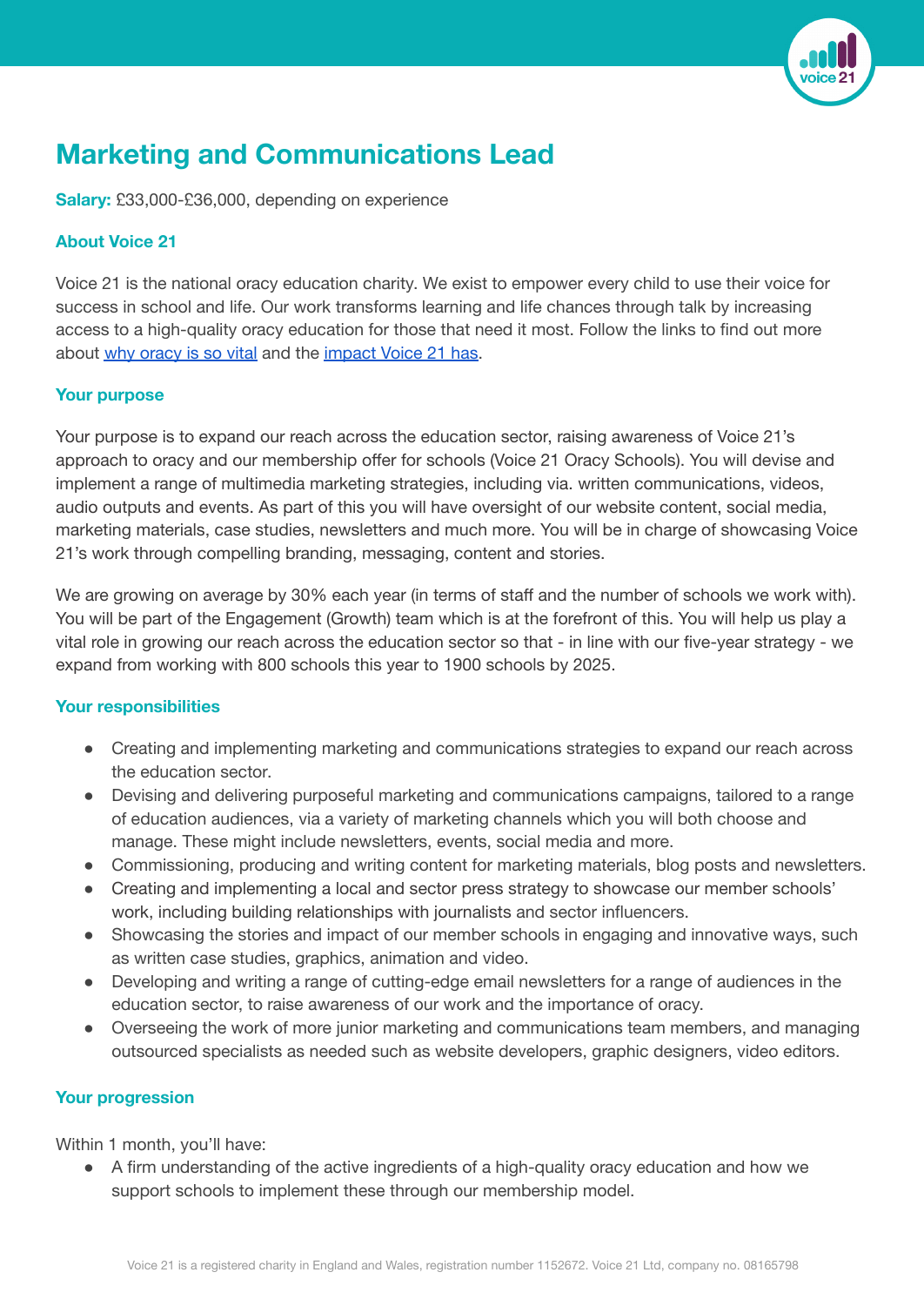# Marketing and Communications Lead

**Salary:** £33,000-£36,000, depending on experience

## About Voice 21

Voice 21 is the national oracy education charity. We exist to empower every child to use their voice for success in school and life. Our work transforms learning and life chances through talk by increasing access to a high-quality oracy education for those that need it most. Follow the links to find out more about why oracy is so vital and the impact Voice 21 has.

## Your purpose

Your purpose is to expand our reach across the education sector, raising awareness of Voice 21's approach to oracy and our membership offer for schools (Voice 21 Oracy Schools). You will devise and implement a range of multimedia marketing strategies, including via. written communications, videos, audio outputs and events. As part of this you will have oversight of our website content, social media, marketing materials, case studies, newsletters and much more. You will be in charge of showcasing Voice 21's work through compelling branding, messaging, content and stories.

We are growing on average by 30% each year (in terms of staff and the number of schools we work with). You will be part of the Engagement (Growth) team which is at the forefront of this. You will help us play a vital role in growing our reach across the education sector so that - in line with our five-year strategy - we expand from working with 800 schools this year to 1900 schools by 2025.

## Your responsibilities

- Creating and implementing marketing and communications strategies to expand our reach across the education sector.
- Devising and delivering purposeful marketing and communications campaigns, tailored to a range of education audiences, via a variety of marketing channels which you will both choose and manage. These might include newsletters, events, social media and more.
- Commissioning, producing and writing content for marketing materials, blog posts and newsletters.
- Creating and implementing a local and sector press strategy to showcase our member schools' work, including building relationships with journalists and sector influencers.
- Showcasing the stories and impact of our member schools in engaging and innovative ways, such as written case studies, graphics, animation and video.
- Developing and writing a range of cutting-edge email newsletters for a range of audiences in the education sector, to raise awareness of our work and the importance of oracy.
- Overseeing the work of more junior marketing and communications team members, and managing outsourced specialists as needed such as website developers, graphic designers, video editors.

## Your progression

Within 1 month, you'll have:

- A firm understanding of the active ingredients of a high-quality oracy education and how we support schools to implement these through our membership model.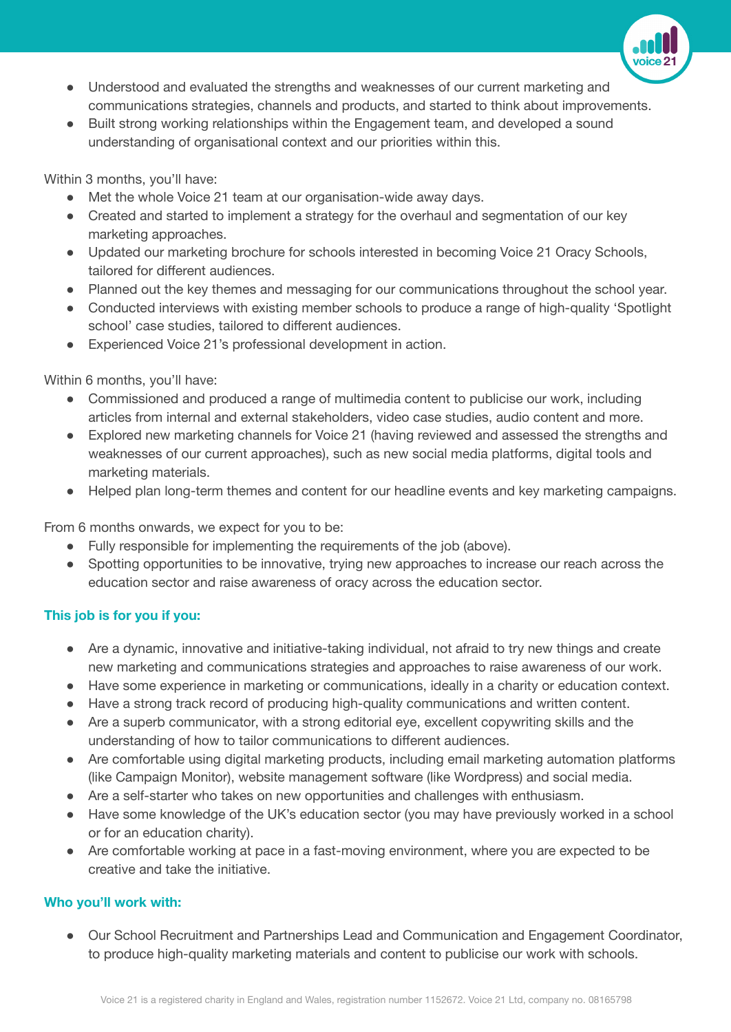- Understood and evaluated the strengths and weaknesses of our current marketing and communications strategies, channels and products, and started to think about improvements.
- Built strong working relationships within the Engagement team, and developed a sound understanding of organisational context and our priorities within this.

Within 3 months, you'll have:

- Met the whole Voice 21 team at our organisation-wide away days.
- Created and started to implement a strategy for the overhaul and segmentation of our key marketing approaches.
- Updated our marketing brochure for schools interested in becoming Voice 21 Oracy Schools, tailored for different audiences.
- Planned out the key themes and messaging for our communications throughout the school year.
- Conducted interviews with existing member schools to produce a range of high-quality 'Spotlight school' case studies, tailored to different audiences.
- Experienced Voice 21's professional development in action.

Within 6 months, you'll have:

- Commissioned and produced a range of multimedia content to publicise our work, including articles from internal and external stakeholders, video case studies, audio content and more.
- Explored new marketing channels for Voice 21 (having reviewed and assessed the strengths and weaknesses of our current approaches), such as new social media platforms, digital tools and marketing materials.
- Helped plan long-term themes and content for our headline events and key marketing campaigns.

From 6 months onwards, we expect for you to be:

- Fully responsible for implementing the requirements of the job (above).
- Spotting opportunities to be innovative, trying new approaches to increase our reach across the education sector and raise awareness of oracy across the education sector.

### This job is for you if you:

- Are a dynamic, innovative and initiative-taking individual, not afraid to try new things and create new marketing and communications strategies and approaches to raise awareness of our work.
- Have some experience in marketing or communications, ideally in a charity or education context.
- Have a strong track record of producing high-quality communications and written content.
- Are a superb communicator, with a strong editorial eye, excellent copywriting skills and the understanding of how to tailor communications to different audiences.
- Are comfortable using digital marketing products, including email marketing automation platforms (like Campaign Monitor), website management software (like Wordpress) and social media.
- Are a self-starter who takes on new opportunities and challenges with enthusiasm.
- Have some knowledge of the UK's education sector (you may have previously worked in a school or for an education charity).
- Are comfortable working at pace in a fast-moving environment, where you are expected to be creative and take the initiative.

### Who you'll work with:

- Our School Recruitment and Partnerships Lead and Communication and Engagement Coordinator, to produce high-quality marketing materials and content to publicise our work with schools.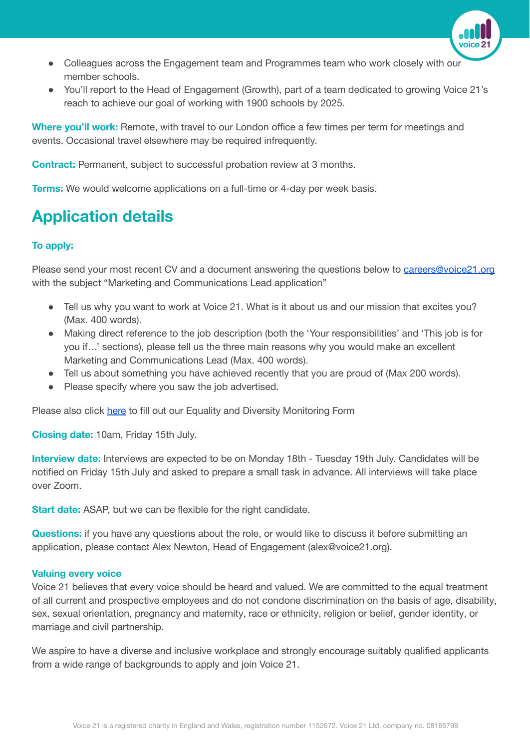- Colleagues across the Engagement team and Programmes team who work closely with our member schools.
- You'll report to the Head of Engagement (Growth), part of a team dedicated to growing Voice 21's reach to achieve our goal of working with 1900 schools by 2025.

**Where you'll work:** Remote, with travel to our London office a few times per term for meetings and events. Occasional travel elsewhere may be required infrequently.

**Contract:** Permanent, subject to successful probation review at 3 months.

**Terms:** We would welcome applications on a full-time or 4-day per week basis.

## Application details

**To apply:**

Please send your most recent CV and a document answering the questions below to careers@voice21.org with the subject "Marketing and Communications Lead application"

- Tell us why you want to work at Voice 21. What is it about us and our mission that excites you? (Max. 400 words).
- Making direct reference to the job description (both the 'Your responsibilities' and 'This job is for you if…' sections), please tell us the three main reasons why you would make an excellent Marketing and Communications Lead (Max. 400 words).
- Tell us about something you have achieved recently that you are proud of (Max 200 words).
- Please specify where you saw the job advertised.

Please also click here to fill out our Equality and Diversity Monitoring Form

**Closing date:** 10am, Friday 15th July.

**Interview date:** Interviews are expected to be on Monday 18th - Tuesday 19th July. Candidates will be notified on Friday 15th July and asked to prepare a small task in advance. All interviews will take place over Zoom.

**Start date:** ASAP, but we can be flexible for the right candidate.

**Questions:** if you have any questions about the role, or would like to discuss it before submitting an application, please contact Alex Newton, Head of Engagement (alex@voice21.org).

**Valuing every voice**

Voice 21 believes that every voice should be heard and valued. We are committed to the equal treatment of all current and prospective employees and do not condone discrimination on the basis of age, disability, sex, sexual orientation, pregnancy and maternity, race or ethnicity, religion or belief, gender identity, or marriage and civil partnership.

We aspire to have a diverse and inclusive workplace and strongly encourage suitably qualified applicants from a wide range of backgrounds to apply and join Voice 21.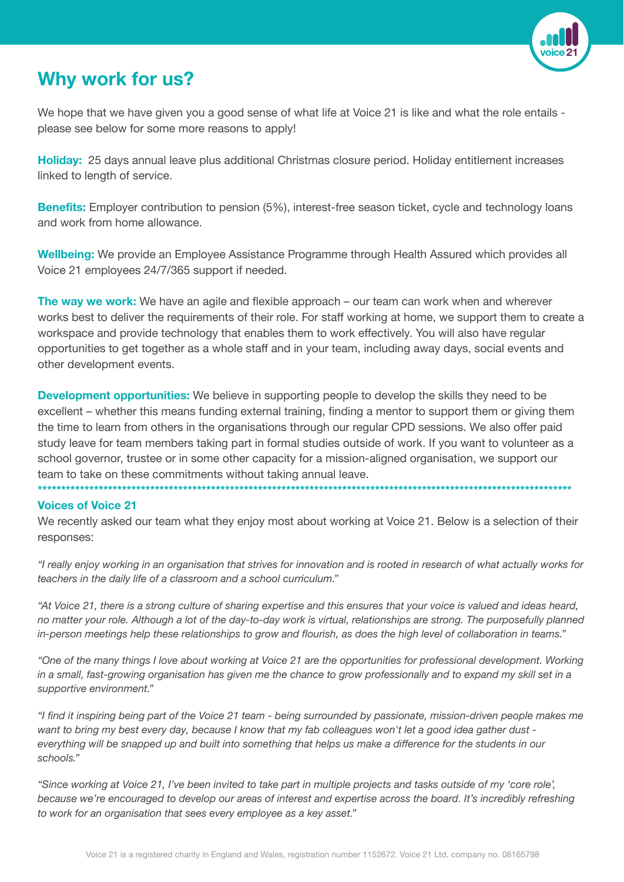## Why work for us?

We hope that we have given you a good sense of what life at Voice 21 is like and what the role entails - please see below for some more reasons to apply!

**Holiday:** 25 days annual leave plus additional Christmas closure period. Holiday entitlement increases linked to length of service.

**Benefits:** Employer contribution to pension (5%), interest-free season ticket, cycle and technology loans and work from home allowance.

**Wellbeing:** We provide an Employee Assistance Programme through Health Assured which provides all Voice 21 employees 24/7/365 support if needed.

**The way we work:** We have an agile and flexible approach – our team can work when and wherever works best to deliver the requirements of their role. For staff working at home, we support them to create a workspace and provide technology that enables them to work effectively. You will also have regular opportunities to get together as a whole staff and in your team, including away days, social events and other development events.

**Development opportunities:** We believe in supporting people to develop the skills they need to be excellent – whether this means funding external training, finding a mentor to support them or giving them the time to learn from others in the organisations through our regular CPD sessions. We also offer paid study leave for team members taking part in formal studies outside of work. If you want to volunteer as a school governor, trustee or in some other capacity for a mission-aligned organisation, we support our team to take on these commitments without taking annual leave.

**************************************************************************************************************

### Voices of Voice 21

We recently asked our team what they enjoy most about working at Voice 21. Below is a selection of their responses:

*"I really enjoy working in an organisation that strives for innovation and is rooted in research of what actually works for teachers in the daily life of a classroom and a school curriculum."*

*"At Voice 21, there is a strong culture of sharing expertise and this ensures that your voice is valued and ideas heard, no matter your role. Although a lot of the day-to-day work is virtual, relationships are strong. The purposefully planned in-person meetings help these relationships to grow and flourish, as does the high level of collaboration in teams."*

*"One of the many things I love about working at Voice 21 are the opportunities for professional development. Working in a small, fast-growing organisation has given me the chance to grow professionally and to expand my skill set in a supportive environment."*

*"I find it inspiring being part of the Voice 21 team - being surrounded by passionate, mission-driven people makes me want to bring my best every day, because I know that my fab colleagues won't let a good idea gather dust - everything will be snapped up and built into something that helps us make a difference for the students in our schools."*

*"Since working at Voice 21, I've been invited to take part in multiple projects and tasks outside of my 'core role', because we're encouraged to develop our areas of interest and expertise across the board. It's incredibly refreshing to work for an organisation that sees every employee as a key asset."*

Voice 21 is a registered charity in England and Wales, registration number 1152672. Voice 21 Ltd, company no. 08165798